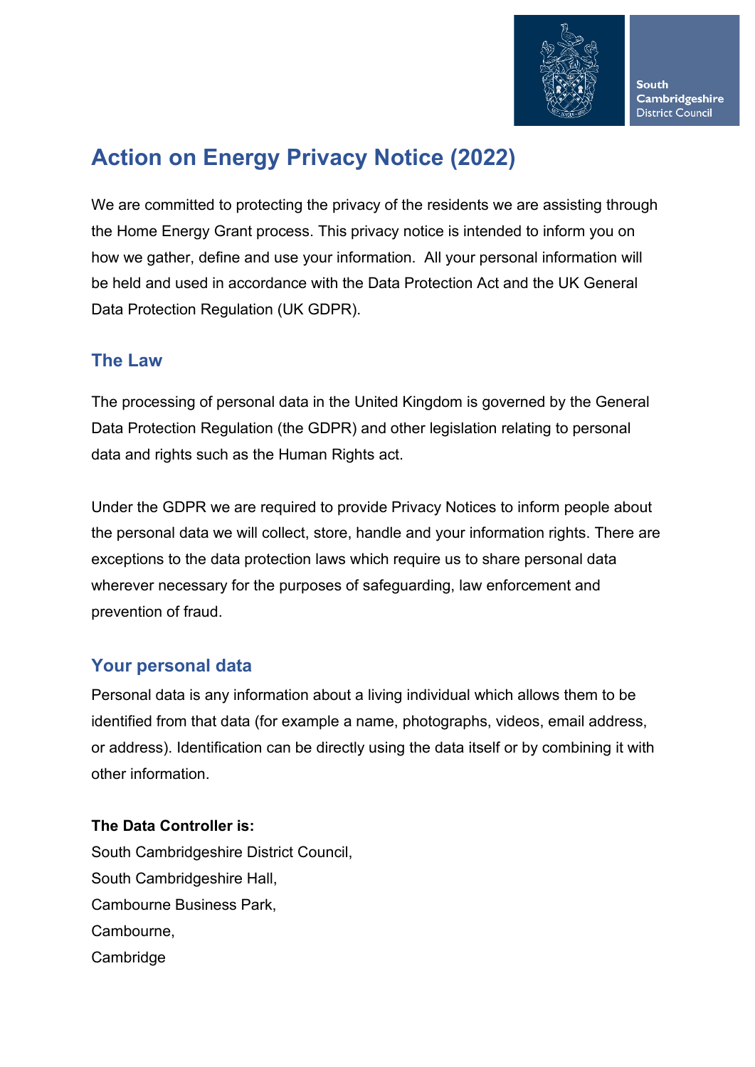South Cambridgeshire District Council

# Action on Energy Privacy Notice (2022)

We are committed to protecting the privacy of the residents we are assisting through the Home Energy Grant process. This privacy notice is intended to inform you on how we gather, define and use your information. All your personal information will be held and used in accordance with the Data Protection Act and the UK General Data Protection Regulation (UK GDPR).

## The Law

The processing of personal data in the United Kingdom is governed by the General Data Protection Regulation (the GDPR) and other legislation relating to personal data and rights such as the Human Rights act.

Under the GDPR we are required to provide Privacy Notices to inform people about the personal data we will collect, store, handle and your information rights. There are exceptions to the data protection laws which require us to share personal data wherever necessary for the purposes of safeguarding, law enforcement and prevention of fraud.

## Your personal data

Personal data is any information about a living individual which allows them to be identified from that data (for example a name, photographs, videos, email address, or address). Identification can be directly using the data itself or by combining it with other information.

**The Data Controller is:**
South Cambridgeshire District Council,
South Cambridgeshire Hall,
Cambourne Business Park,
Cambourne,
Cambridge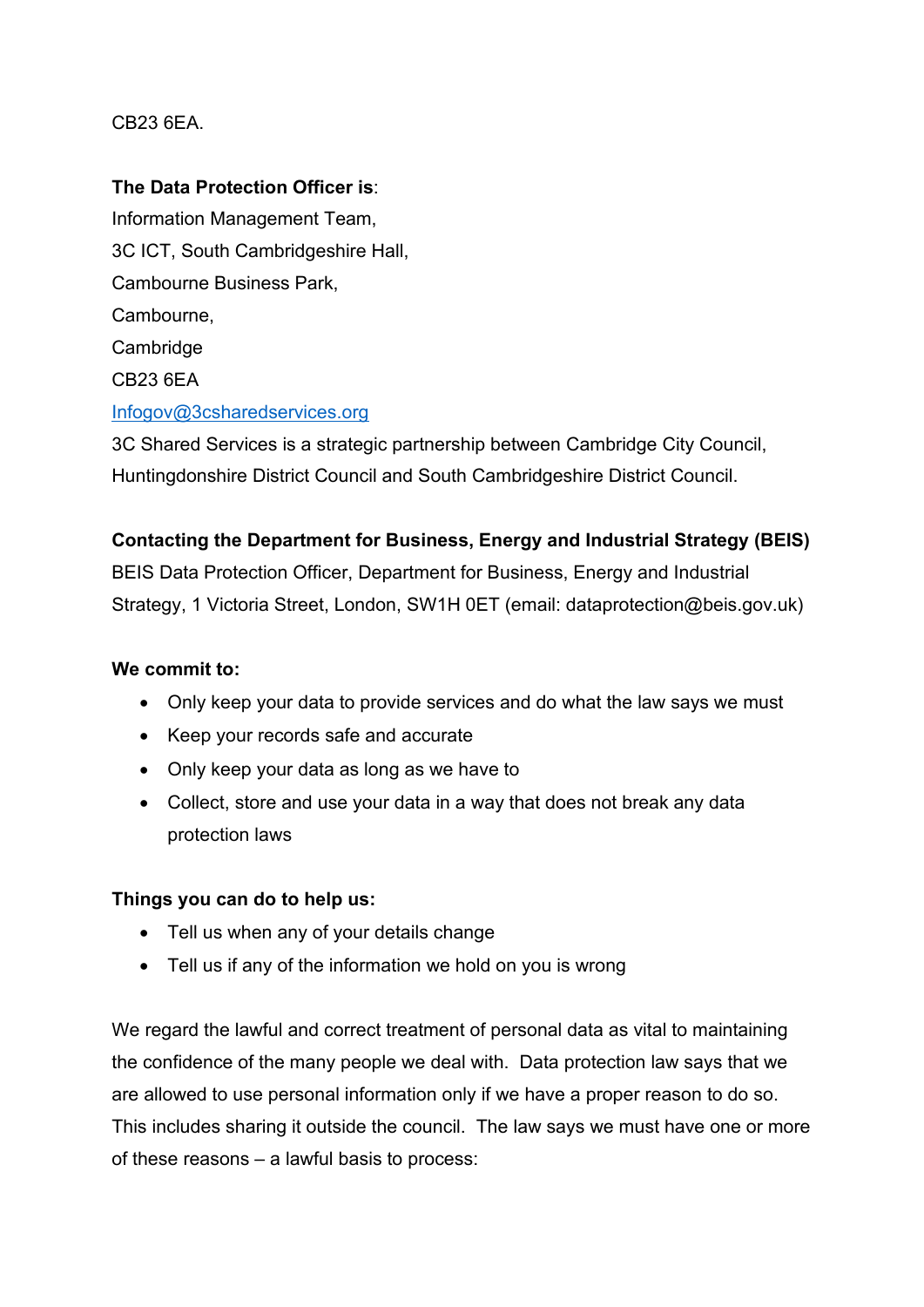CB23 6EA.

**The Data Protection Officer is**:
Information Management Team,
3C ICT, South Cambridgeshire Hall,
Cambourne Business Park,
Cambourne,
Cambridge
CB23 6EA
[Infogov@3csharedservices.org](mailto:Infogov@3csharedservices.org)
3C Shared Services is a strategic partnership between Cambridge City Council, Huntingdonshire District Council and South Cambridgeshire District Council.

**Contacting the Department for Business, Energy and Industrial Strategy (BEIS)**
BEIS Data Protection Officer, Department for Business, Energy and Industrial Strategy, 1 Victoria Street, London, SW1H 0ET (email: dataprotection@beis.gov.uk)

**We commit to:**

- Only keep your data to provide services and do what the law says we must
- Keep your records safe and accurate
- Only keep your data as long as we have to
- Collect, store and use your data in a way that does not break any data protection laws

**Things you can do to help us:**

- Tell us when any of your details change
- Tell us if any of the information we hold on you is wrong

We regard the lawful and correct treatment of personal data as vital to maintaining the confidence of the many people we deal with. Data protection law says that we are allowed to use personal information only if we have a proper reason to do so. This includes sharing it outside the council. The law says we must have one or more of these reasons – a lawful basis to process: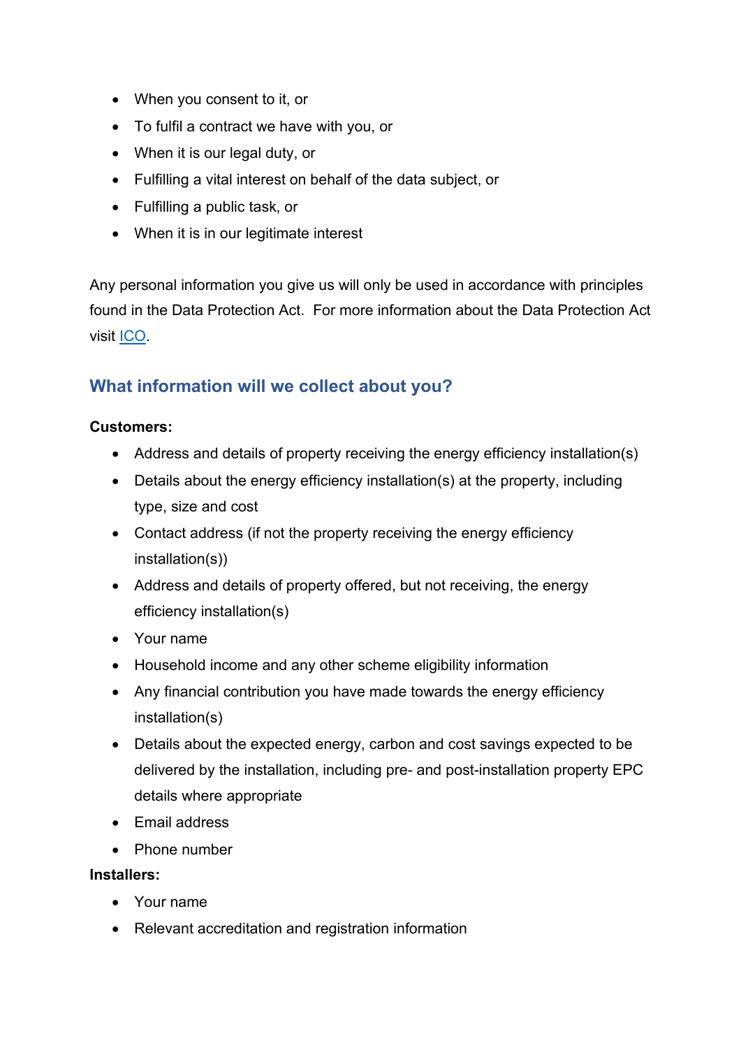- When you consent to it, or
- To fulfil a contract we have with you, or
- When it is our legal duty, or
- Fulfilling a vital interest on behalf of the data subject, or
- Fulfilling a public task, or
- When it is in our legitimate interest

Any personal information you give us will only be used in accordance with principles found in the Data Protection Act. For more information about the Data Protection Act visit ICO.

## What information will we collect about you?

**Customers:**

- Address and details of property receiving the energy efficiency installation(s)
- Details about the energy efficiency installation(s) at the property, including type, size and cost
- Contact address (if not the property receiving the energy efficiency installation(s))
- Address and details of property offered, but not receiving, the energy efficiency installation(s)
- Your name
- Household income and any other scheme eligibility information
- Any financial contribution you have made towards the energy efficiency installation(s)
- Details about the expected energy, carbon and cost savings expected to be delivered by the installation, including pre- and post-installation property EPC details where appropriate
- Email address
- Phone number

**Installers:**

- Your name
- Relevant accreditation and registration information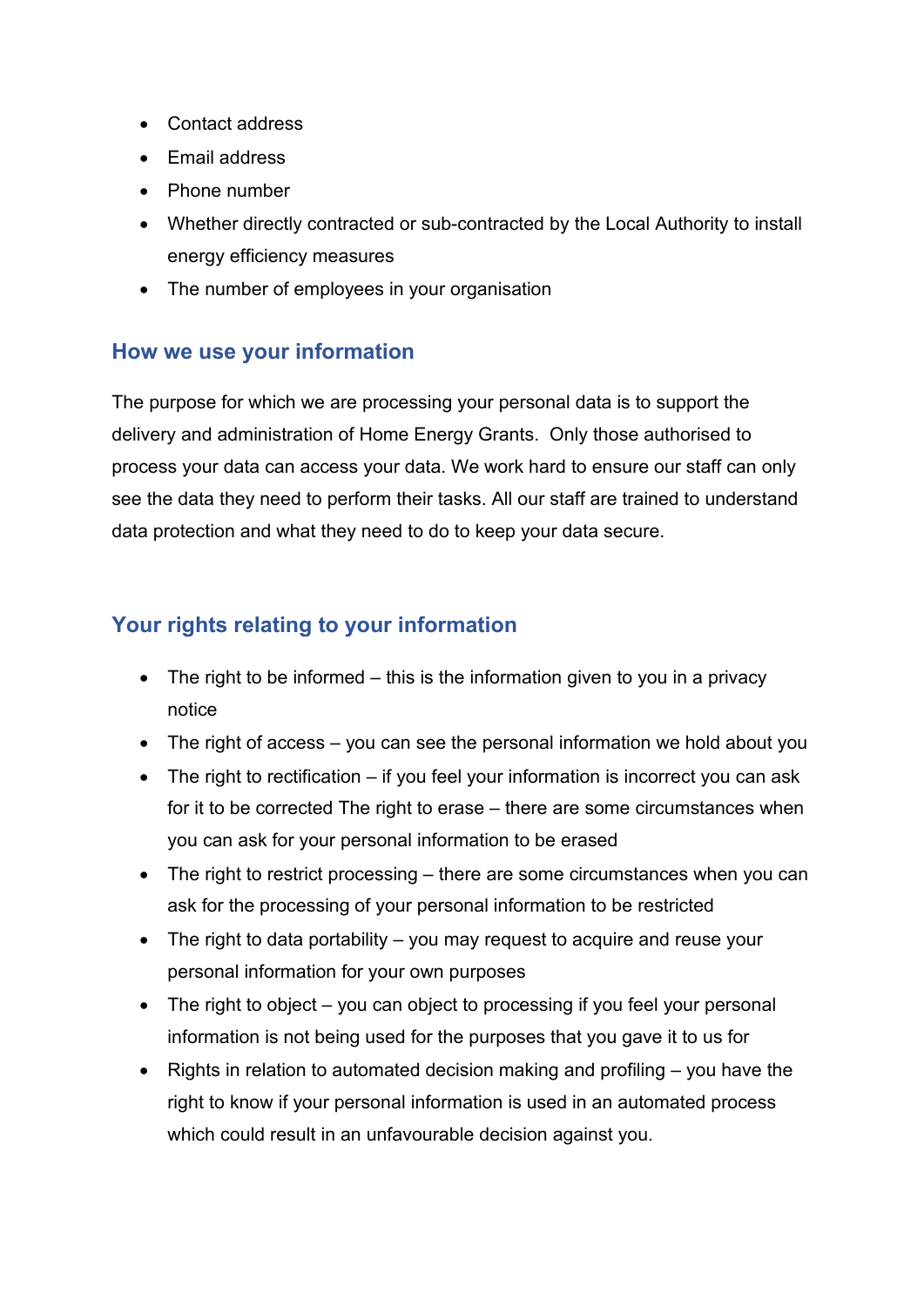- Contact address
- Email address
- Phone number
- Whether directly contracted or sub-contracted by the Local Authority to install energy efficiency measures
- The number of employees in your organisation

## How we use your information

The purpose for which we are processing your personal data is to support the delivery and administration of Home Energy Grants. Only those authorised to process your data can access your data. We work hard to ensure our staff can only see the data they need to perform their tasks. All our staff are trained to understand data protection and what they need to do to keep your data secure.

## Your rights relating to your information

- The right to be informed – this is the information given to you in a privacy notice
- The right of access – you can see the personal information we hold about you
- The right to rectification – if you feel your information is incorrect you can ask for it to be corrected The right to erase – there are some circumstances when you can ask for your personal information to be erased
- The right to restrict processing – there are some circumstances when you can ask for the processing of your personal information to be restricted
- The right to data portability – you may request to acquire and reuse your personal information for your own purposes
- The right to object – you can object to processing if you feel your personal information is not being used for the purposes that you gave it to us for
- Rights in relation to automated decision making and profiling – you have the right to know if your personal information is used in an automated process which could result in an unfavourable decision against you.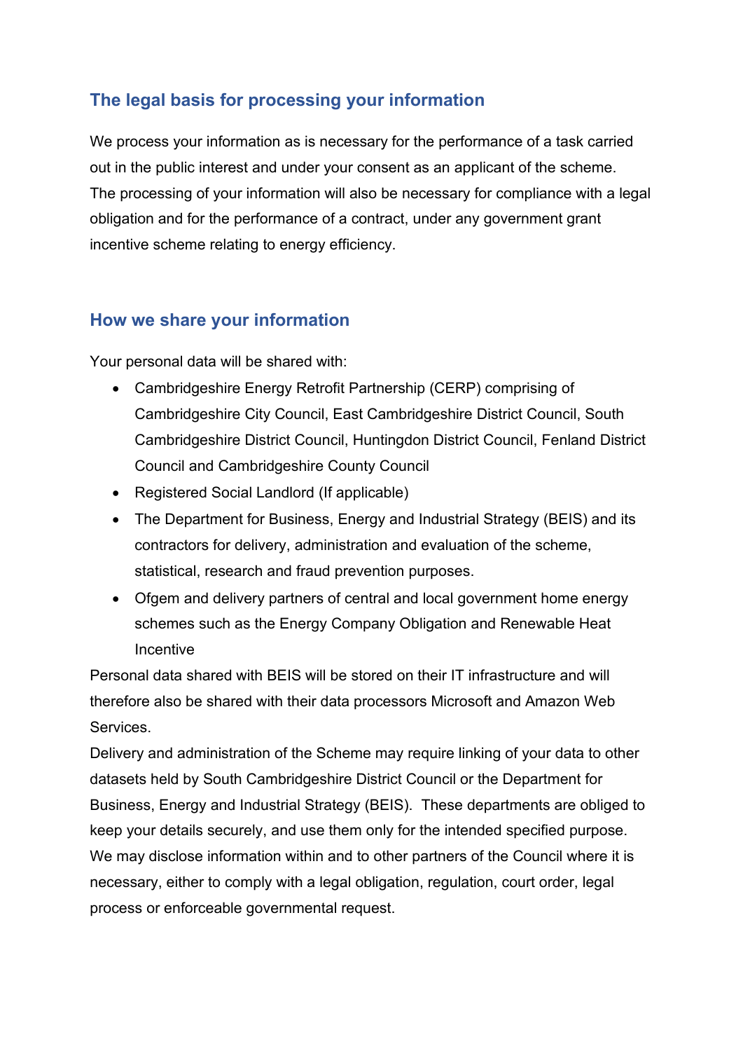## The legal basis for processing your information

We process your information as is necessary for the performance of a task carried out in the public interest and under your consent as an applicant of the scheme. The processing of your information will also be necessary for compliance with a legal obligation and for the performance of a contract, under any government grant incentive scheme relating to energy efficiency.

## How we share your information

Your personal data will be shared with:

- Cambridgeshire Energy Retrofit Partnership (CERP) comprising of Cambridgeshire City Council, East Cambridgeshire District Council, South Cambridgeshire District Council, Huntingdon District Council, Fenland District Council and Cambridgeshire County Council
- Registered Social Landlord (If applicable)
- The Department for Business, Energy and Industrial Strategy (BEIS) and its contractors for delivery, administration and evaluation of the scheme, statistical, research and fraud prevention purposes.
- Ofgem and delivery partners of central and local government home energy schemes such as the Energy Company Obligation and Renewable Heat Incentive

Personal data shared with BEIS will be stored on their IT infrastructure and will therefore also be shared with their data processors Microsoft and Amazon Web Services.

Delivery and administration of the Scheme may require linking of your data to other datasets held by South Cambridgeshire District Council or the Department for Business, Energy and Industrial Strategy (BEIS). These departments are obliged to keep your details securely, and use them only for the intended specified purpose.

We may disclose information within and to other partners of the Council where it is necessary, either to comply with a legal obligation, regulation, court order, legal process or enforceable governmental request.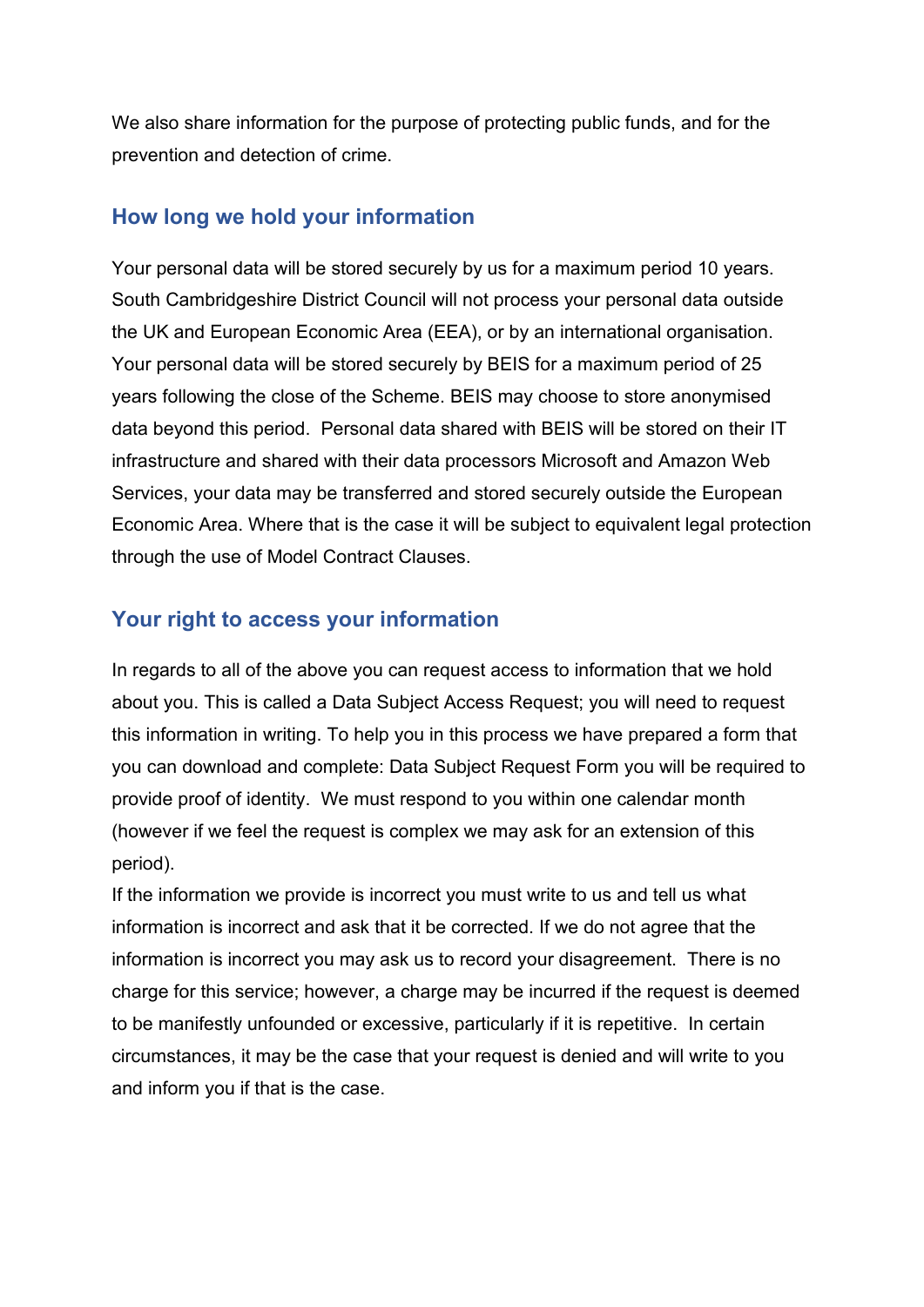We also share information for the purpose of protecting public funds, and for the prevention and detection of crime.

## How long we hold your information

Your personal data will be stored securely by us for a maximum period 10 years. South Cambridgeshire District Council will not process your personal data outside the UK and European Economic Area (EEA), or by an international organisation. Your personal data will be stored securely by BEIS for a maximum period of 25 years following the close of the Scheme. BEIS may choose to store anonymised data beyond this period. Personal data shared with BEIS will be stored on their IT infrastructure and shared with their data processors Microsoft and Amazon Web Services, your data may be transferred and stored securely outside the European Economic Area. Where that is the case it will be subject to equivalent legal protection through the use of Model Contract Clauses.

## Your right to access your information

In regards to all of the above you can request access to information that we hold about you. This is called a Data Subject Access Request; you will need to request this information in writing. To help you in this process we have prepared a form that you can download and complete: Data Subject Request Form you will be required to provide proof of identity. We must respond to you within one calendar month (however if we feel the request is complex we may ask for an extension of this period).

If the information we provide is incorrect you must write to us and tell us what information is incorrect and ask that it be corrected. If we do not agree that the information is incorrect you may ask us to record your disagreement. There is no charge for this service; however, a charge may be incurred if the request is deemed to be manifestly unfounded or excessive, particularly if it is repetitive. In certain circumstances, it may be the case that your request is denied and will write to you and inform you if that is the case.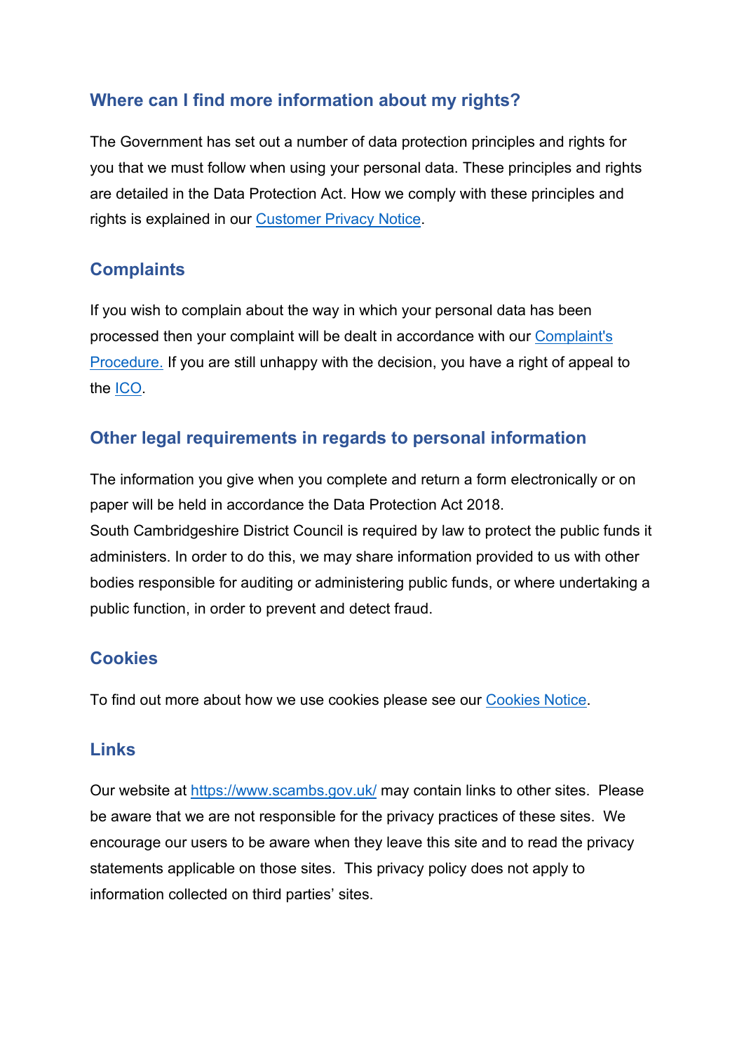## Where can I find more information about my rights?

The Government has set out a number of data protection principles and rights for you that we must follow when using your personal data. These principles and rights are detailed in the Data Protection Act. How we comply with these principles and rights is explained in our Customer Privacy Notice.

## Complaints

If you wish to complain about the way in which your personal data has been processed then your complaint will be dealt in accordance with our Complaint's Procedure. If you are still unhappy with the decision, you have a right of appeal to the ICO.

## Other legal requirements in regards to personal information

The information you give when you complete and return a form electronically or on paper will be held in accordance the Data Protection Act 2018.
South Cambridgeshire District Council is required by law to protect the public funds it administers. In order to do this, we may share information provided to us with other bodies responsible for auditing or administering public funds, or where undertaking a public function, in order to prevent and detect fraud.

## Cookies

To find out more about how we use cookies please see our Cookies Notice.

## Links

Our website at https://www.scambs.gov.uk/ may contain links to other sites. Please be aware that we are not responsible for the privacy practices of these sites. We encourage our users to be aware when they leave this site and to read the privacy statements applicable on those sites. This privacy policy does not apply to information collected on third parties' sites.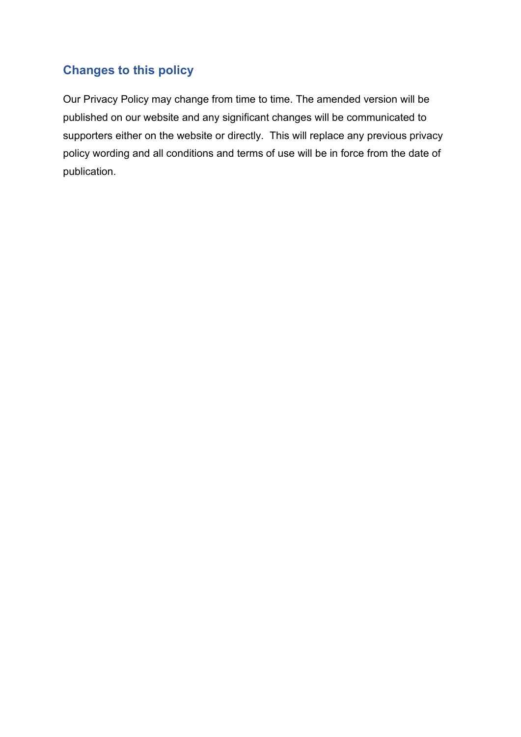## Changes to this policy

Our Privacy Policy may change from time to time. The amended version will be published on our website and any significant changes will be communicated to supporters either on the website or directly.  This will replace any previous privacy policy wording and all conditions and terms of use will be in force from the date of publication.